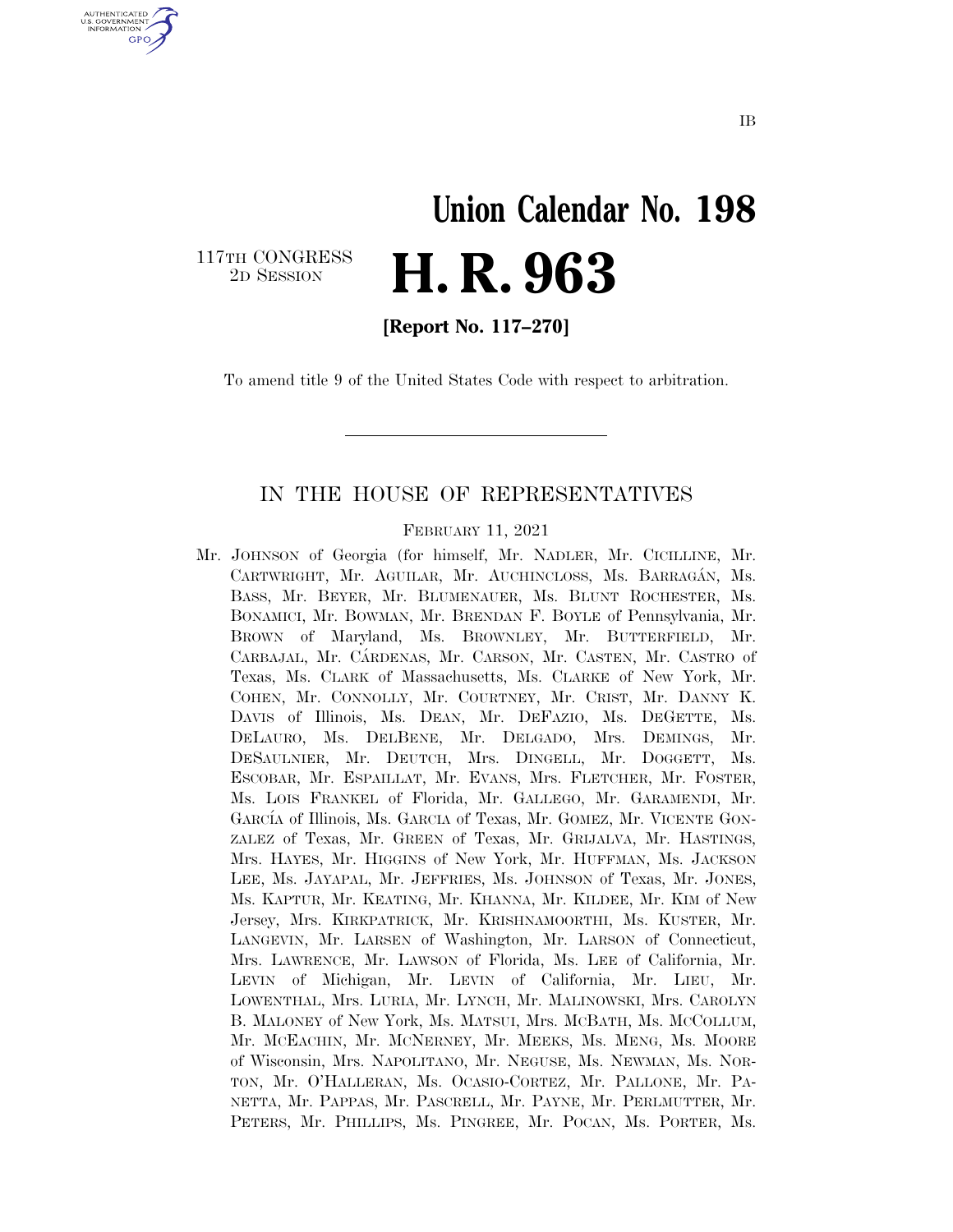IB

# Union Calendar No. 198

117TH CONGRESS
2D SESSION

# H. R. 963

**[Report No. 117–270]**

To amend title 9 of the United States Code with respect to arbitration.

## IN THE HOUSE OF REPRESENTATIVES

FEBRUARY 11, 2021

Mr. JOHNSON of Georgia (for himself, Mr. NADLER, Mr. CICILLINE, Mr. CARTWRIGHT, Mr. AGUILAR, Mr. AUCHINCLOSS, Ms. BARRAGÁN, Ms. BASS, Mr. BEYER, Mr. BLUMENAUER, Ms. BLUNT ROCHESTER, Ms. BONAMICI, Mr. BOWMAN, Mr. BRENDAN F. BOYLE of Pennsylvania, Mr. BROWN of Maryland, Ms. BROWNLEY, Mr. BUTTERFIELD, Mr. CARBAJAL, Mr. CÁRDENAS, Mr. CARSON, Mr. CASTEN, Mr. CASTRO of Texas, Ms. CLARK of Massachusetts, Ms. CLARKE of New York, Mr. COHEN, Mr. CONNOLLY, Mr. COURTNEY, Mr. CRIST, Mr. DANNY K. DAVIS of Illinois, Ms. DEAN, Mr. DEFAZIO, Ms. DEGETTE, Ms. DELAURO, Ms. DELBENE, Mr. DELGADO, Mrs. DEMINGS, Mr. DESAULNIER, Mr. DEUTCH, Mrs. DINGELL, Mr. DOGGETT, Ms. ESCOBAR, Mr. ESPAILLAT, Mr. EVANS, Mrs. FLETCHER, Mr. FOSTER, Ms. LOIS FRANKEL of Florida, Mr. GALLEGO, Mr. GARAMENDI, Mr. GARCÍA of Illinois, Ms. GARCIA of Texas, Mr. GOMEZ, Mr. VICENTE GONZALEZ of Texas, Mr. GREEN of Texas, Mr. GRIJALVA, Mr. HASTINGS, Mrs. HAYES, Mr. HIGGINS of New York, Mr. HUFFMAN, Ms. JACKSON LEE, Ms. JAYAPAL, Mr. JEFFRIES, Ms. JOHNSON of Texas, Mr. JONES, Ms. KAPTUR, Mr. KEATING, Mr. KHANNA, Mr. KILDEE, Mr. KIM of New Jersey, Mrs. KIRKPATRICK, Mr. KRISHNAMOORTHI, Ms. KUSTER, Mr. LANGEVIN, Mr. LARSEN of Washington, Mr. LARSON of Connecticut, Mrs. LAWRENCE, Mr. LAWSON of Florida, Ms. LEE of California, Mr. LEVIN of Michigan, Mr. LEVIN of California, Mr. LIEU, Mr. LOWENTHAL, Mrs. LURIA, Mr. LYNCH, Mr. MALINOWSKI, Mrs. CAROLYN B. MALONEY of New York, Ms. MATSUI, Mrs. MCBATH, Ms. MCCOLLUM, Mr. MCEACHIN, Mr. MCNERNEY, Mr. MEEKS, Ms. MENG, Ms. MOORE of Wisconsin, Mrs. NAPOLITANO, Mr. NEGUSE, Ms. NEWMAN, Ms. NORTON, Mr. O'HALLERAN, Ms. OCASIO-CORTEZ, Mr. PALLONE, Mr. PANETTA, Mr. PAPPAS, Mr. PASCRELL, Mr. PAYNE, Mr. PERLMUTTER, Mr. PETERS, Mr. PHILLIPS, Ms. PINGREE, Mr. POCAN, Ms. PORTER, Ms.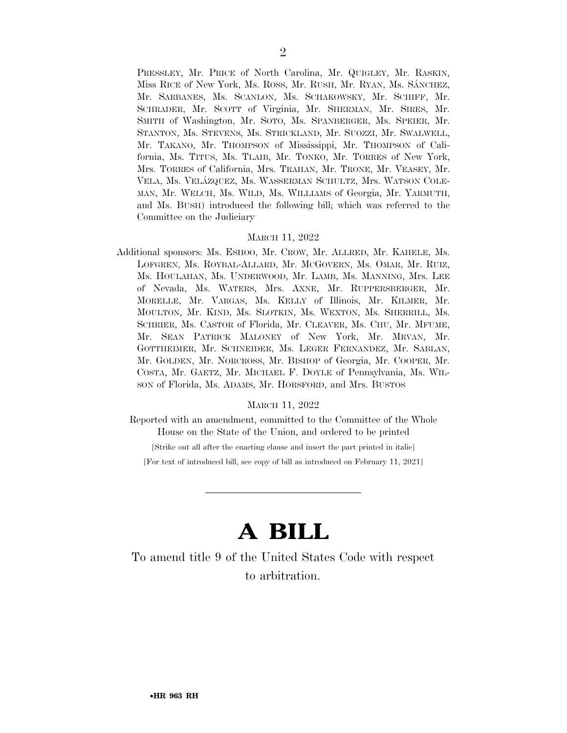PRESSLEY, Mr. PRICE of North Carolina, Mr. QUIGLEY, Mr. RASKIN, Miss RICE of New York, Ms. ROSS, Mr. RUSH, Mr. RYAN, Ms. SÁNCHEZ, Mr. SARBANES, Ms. SCANLON, Ms. SCHAKOWSKY, Mr. SCHIFF, Mr. SCHRADER, Mr. SCOTT of Virginia, Mr. SHERMAN, Mr. SIRES, Mr. SMITH of Washington, Mr. SOTO, Ms. SPANBERGER, Ms. SPEIER, Mr. STANTON, Ms. STEVENS, Ms. STRICKLAND, Mr. SUOZZI, Mr. SWALWELL, Mr. TAKANO, Mr. THOMPSON of Mississippi, Mr. THOMPSON of California, Ms. TITUS, Ms. TLAIB, Mr. TONKO, Mr. TORRES of New York, Mrs. TORRES of California, Mrs. TRAHAN, Mr. TRONE, Mr. VEASEY, Mr. VELA, Ms. VELÁZQUEZ, Ms. WASSERMAN SCHULTZ, Mrs. WATSON COLEMAN, Mr. WELCH, Ms. WILD, Ms. WILLIAMS of Georgia, Mr. YARMUTH, and Ms. BUSH) introduced the following bill; which was referred to the Committee on the Judiciary

MARCH 11, 2022

Additional sponsors: Ms. ESHOO, Mr. CROW, Mr. ALLRED, Mr. KAHELE, Ms. LOFGREN, Ms. ROYBAL-ALLARD, Mr. MCGOVERN, Ms. OMAR, Mr. RUIZ, Ms. HOULAHAN, Ms. UNDERWOOD, Mr. LAMB, Ms. MANNING, Mrs. LEE of Nevada, Ms. WATERS, Mrs. AXNE, Mr. RUPPERSBERGER, Mr. MORELLE, Mr. VARGAS, Ms. KELLY of Illinois, Mr. KILMER, Mr. MOULTON, Mr. KIND, Ms. SLOTKIN, Ms. WEXTON, Ms. SHERRILL, Ms. SCHRIER, Ms. CASTOR of Florida, Mr. CLEAVER, Ms. CHU, Mr. MFUME, Mr. SEAN PATRICK MALONEY of New York, Mr. MRVAN, Mr. GOTTHEIMER, Mr. SCHNEIDER, Ms. LEGER FERNANDEZ, Mr. SABLAN, Mr. GOLDEN, Mr. NORCROSS, Mr. BISHOP of Georgia, Mr. COOPER, Mr. COSTA, Mr. GAETZ, Mr. MICHAEL F. DOYLE of Pennsylvania, Ms. WILSON of Florida, Ms. ADAMS, Mr. HORSFORD, and Mrs. BUSTOS

MARCH 11, 2022

Reported with an amendment, committed to the Committee of the Whole House on the State of the Union, and ordered to be printed

[Strike out all after the enacting clause and insert the part printed in italic]

[For text of introduced bill, see copy of bill as introduced on February 11, 2021]

---

# A BILL

To amend title 9 of the United States Code with respect to arbitration.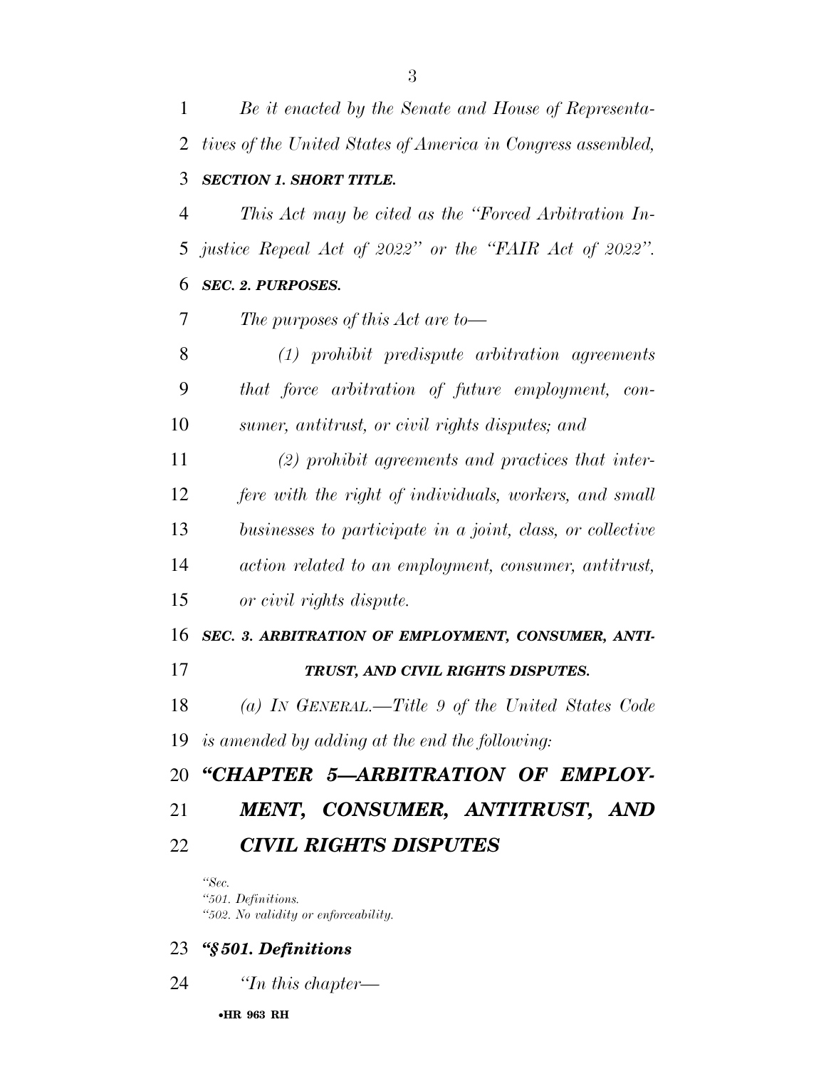*Be it enacted by the Senate and House of Representatives of the United States of America in Congress assembled,*

***SECTION 1. SHORT TITLE.***

*This Act may be cited as the "Forced Arbitration Injustice Repeal Act of 2022" or the "FAIR Act of 2022".*

***SEC. 2. PURPOSES.***

*The purposes of this Act are to—*

*(1) prohibit predispute arbitration agreements that force arbitration of future employment, consumer, antitrust, or civil rights disputes; and*

*(2) prohibit agreements and practices that interfere with the right of individuals, workers, and small businesses to participate in a joint, class, or collective action related to an employment, consumer, antitrust, or civil rights dispute.*

***SEC. 3. ARBITRATION OF EMPLOYMENT, CONSUMER, ANTITRUST, AND CIVIL RIGHTS DISPUTES.***

*(a) IN GENERAL.—Title 9 of the United States Code is amended by adding at the end the following:*

## *"CHAPTER 5—ARBITRATION OF EMPLOYMENT, CONSUMER, ANTITRUST, AND CIVIL RIGHTS DISPUTES*

*"Sec.*
*"501. Definitions.*
*"502. No validity or enforceability.*

### *"§501. Definitions*

*"In this chapter—*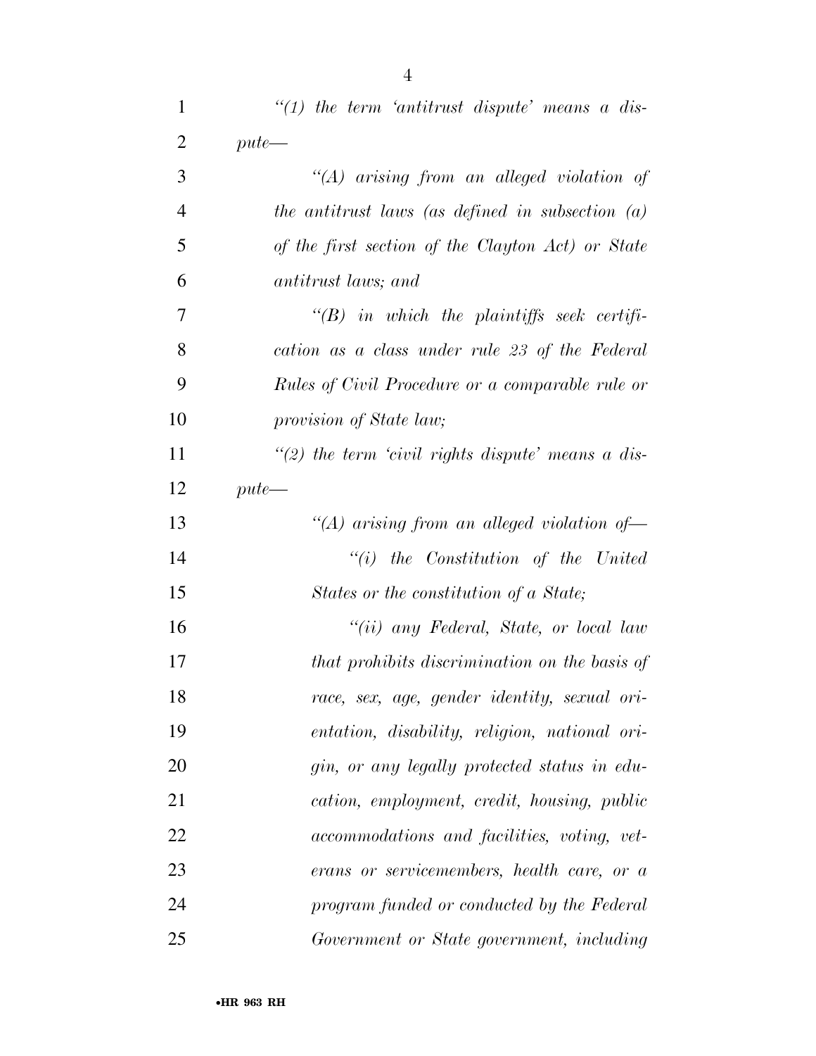*"(1) the term 'antitrust dispute' means a dispute—*

*"(A) arising from an alleged violation of the antitrust laws (as defined in subsection (a) of the first section of the Clayton Act) or State antitrust laws; and*

*"(B) in which the plaintiffs seek certification as a class under rule 23 of the Federal Rules of Civil Procedure or a comparable rule or provision of State law;*

*"(2) the term 'civil rights dispute' means a dispute—*

*"(A) arising from an alleged violation of—*

*"(i) the Constitution of the United States or the constitution of a State;*

*"(ii) any Federal, State, or local law that prohibits discrimination on the basis of race, sex, age, gender identity, sexual orientation, disability, religion, national origin, or any legally protected status in education, employment, credit, housing, public accommodations and facilities, voting, veterans or servicemembers, health care, or a program funded or conducted by the Federal Government or State government, including*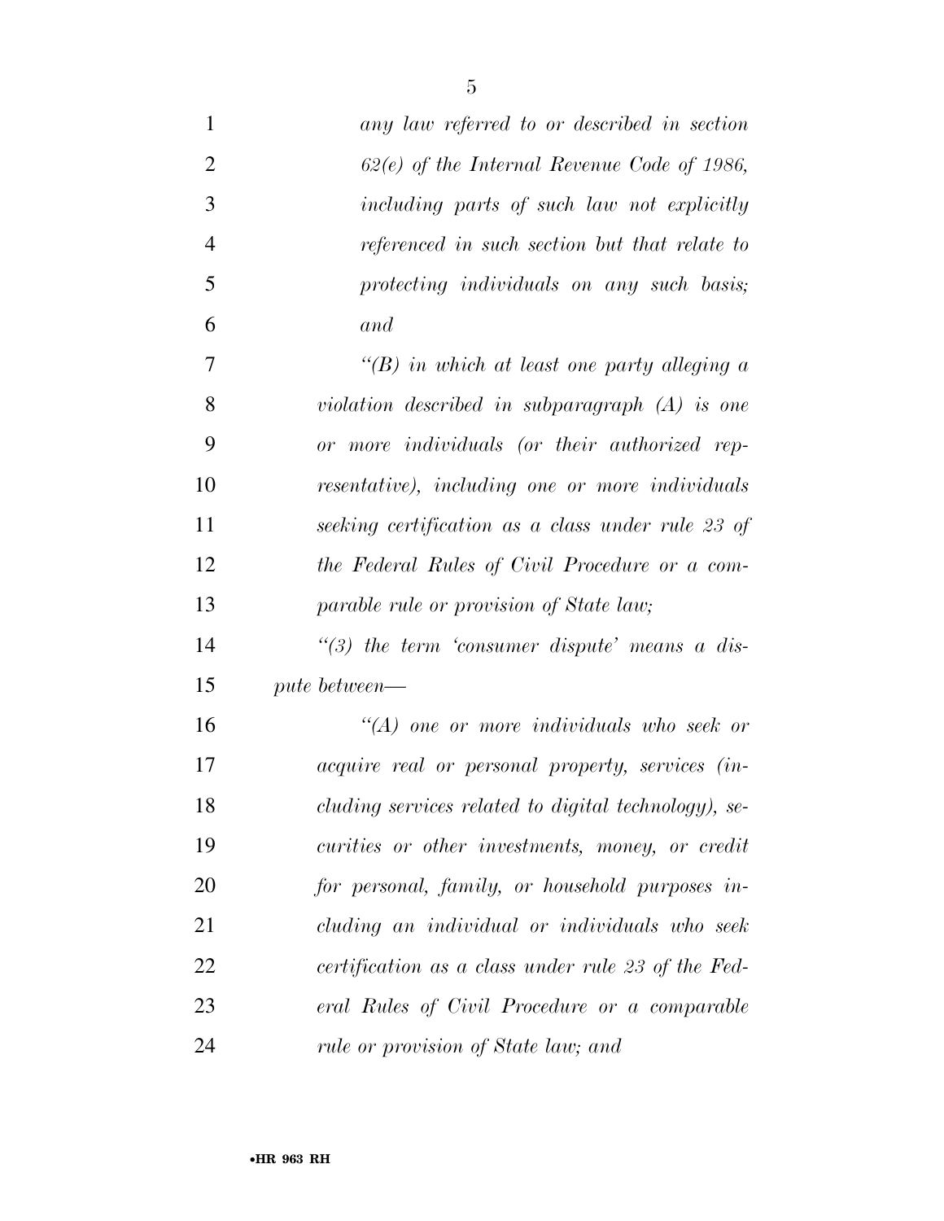*any law referred to or described in section 62(e) of the Internal Revenue Code of 1986, including parts of such law not explicitly referenced in such section but that relate to protecting individuals on any such basis; and*

*"(B) in which at least one party alleging a violation described in subparagraph (A) is one or more individuals (or their authorized representative), including one or more individuals seeking certification as a class under rule 23 of the Federal Rules of Civil Procedure or a comparable rule or provision of State law;*

*"(3) the term 'consumer dispute' means a dispute between—*

*"(A) one or more individuals who seek or acquire real or personal property, services (including services related to digital technology), securities or other investments, money, or credit for personal, family, or household purposes including an individual or individuals who seek certification as a class under rule 23 of the Federal Rules of Civil Procedure or a comparable rule or provision of State law; and*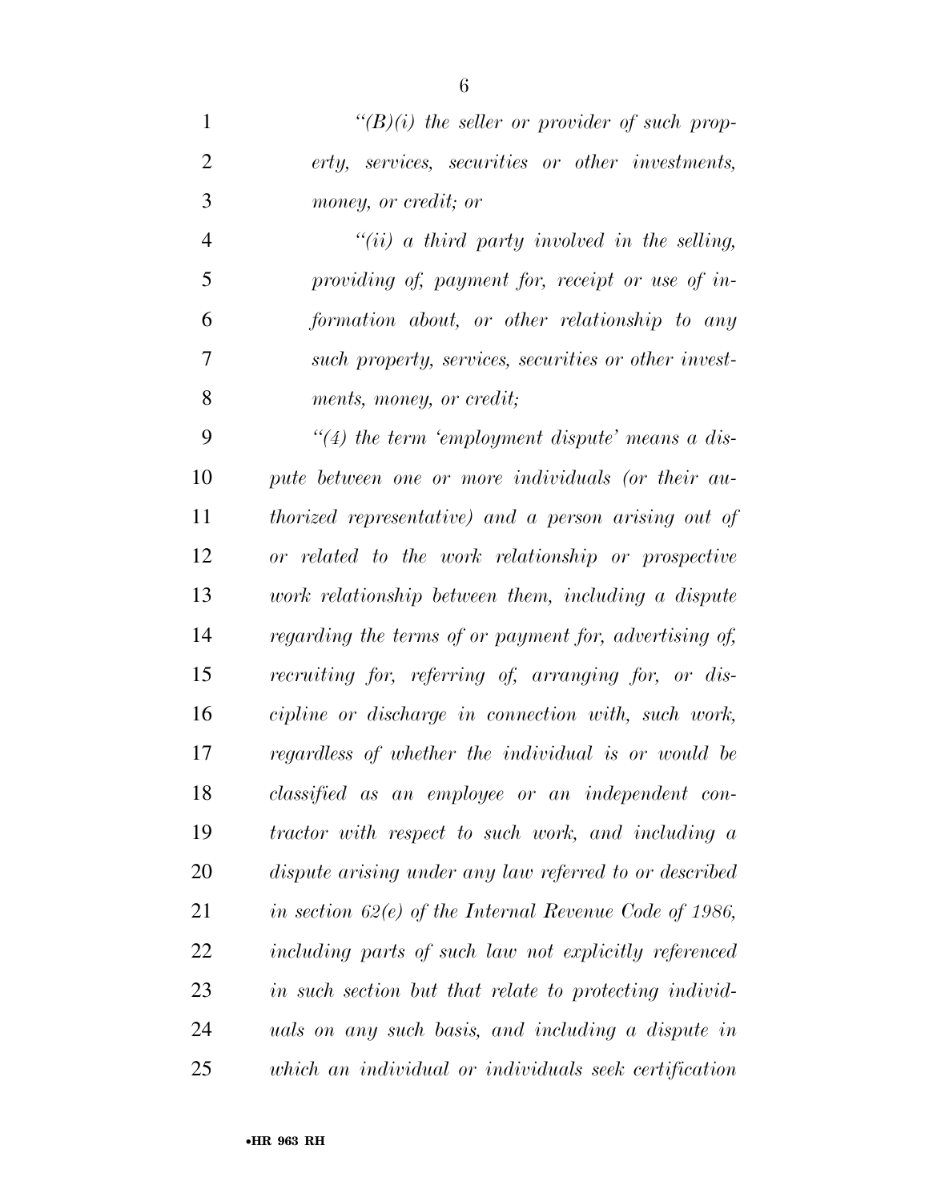*"(B)(i) the seller or provider of such property, services, securities or other investments, money, or credit; or*

*"(ii) a third party involved in the selling, providing of, payment for, receipt or use of information about, or other relationship to any such property, services, securities or other investments, money, or credit;*

*"(4) the term 'employment dispute' means a dispute between one or more individuals (or their authorized representative) and a person arising out of or related to the work relationship or prospective work relationship between them, including a dispute regarding the terms of or payment for, advertising of, recruiting for, referring of, arranging for, or discipline or discharge in connection with, such work, regardless of whether the individual is or would be classified as an employee or an independent contractor with respect to such work, and including a dispute arising under any law referred to or described in section 62(e) of the Internal Revenue Code of 1986, including parts of such law not explicitly referenced in such section but that relate to protecting individuals on any such basis, and including a dispute in which an individual or individuals seek certification*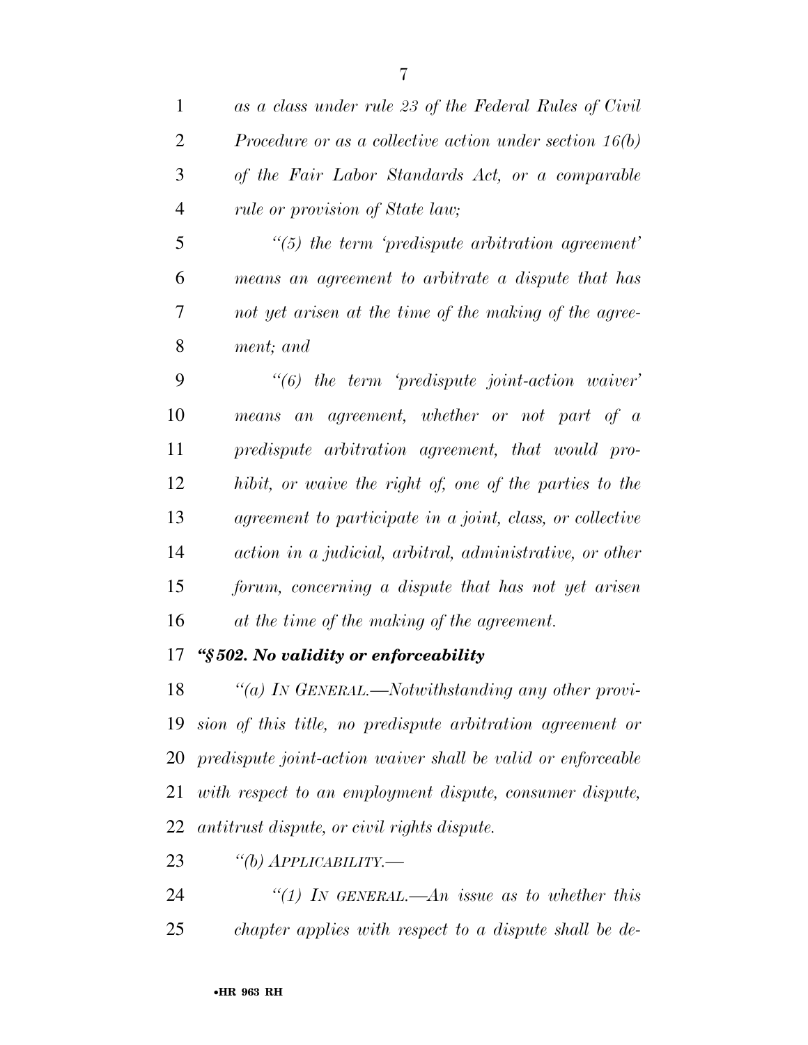*as a class under rule 23 of the Federal Rules of Civil Procedure or as a collective action under section 16(b) of the Fair Labor Standards Act, or a comparable rule or provision of State law;*

*"(5) the term 'predispute arbitration agreement' means an agreement to arbitrate a dispute that has not yet arisen at the time of the making of the agreement; and*

*"(6) the term 'predispute joint-action waiver' means an agreement, whether or not part of a predispute arbitration agreement, that would prohibit, or waive the right of, one of the parties to the agreement to participate in a joint, class, or collective action in a judicial, arbitral, administrative, or other forum, concerning a dispute that has not yet arisen at the time of the making of the agreement.*

***"§ 502. No validity or enforceability***

*"(a) IN GENERAL.—Notwithstanding any other provision of this title, no predispute arbitration agreement or predispute joint-action waiver shall be valid or enforceable with respect to an employment dispute, consumer dispute, antitrust dispute, or civil rights dispute.*

*"(b) APPLICABILITY.—*

*"(1) IN GENERAL.—An issue as to whether this chapter applies with respect to a dispute shall be de-*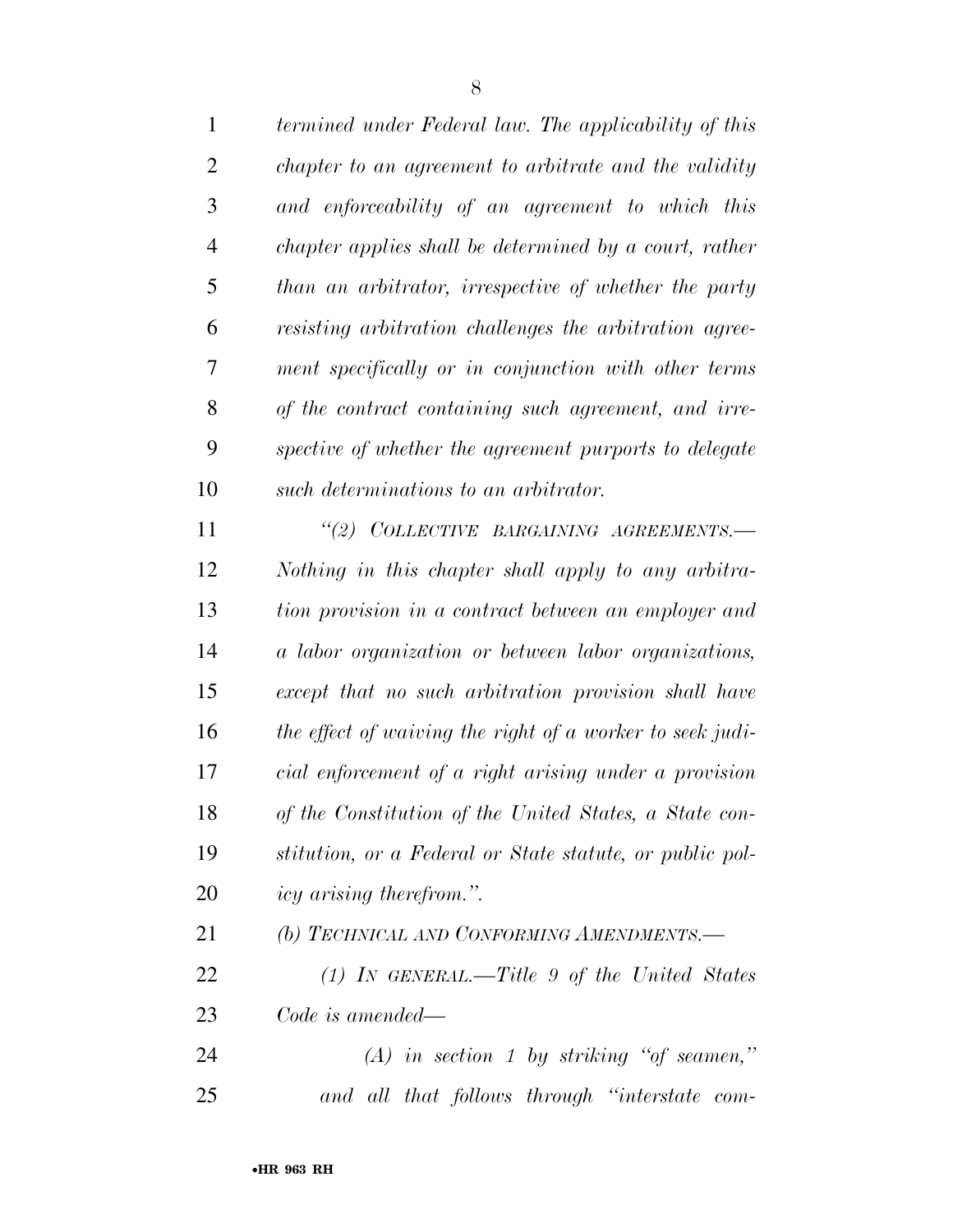*termined under Federal law. The applicability of this chapter to an agreement to arbitrate and the validity and enforceability of an agreement to which this chapter applies shall be determined by a court, rather than an arbitrator, irrespective of whether the party resisting arbitration challenges the arbitration agreement specifically or in conjunction with other terms of the contract containing such agreement, and irrespective of whether the agreement purports to delegate such determinations to an arbitrator.*

*"(2) COLLECTIVE BARGAINING AGREEMENTS.—Nothing in this chapter shall apply to any arbitration provision in a contract between an employer and a labor organization or between labor organizations, except that no such arbitration provision shall have the effect of waiving the right of a worker to seek judicial enforcement of a right arising under a provision of the Constitution of the United States, a State constitution, or a Federal or State statute, or public policy arising therefrom.".*

*(b) TECHNICAL AND CONFORMING AMENDMENTS.—*

*(1) IN GENERAL.—Title 9 of the United States Code is amended—*

*(A) in section 1 by striking "of seamen," and all that follows through "interstate com-*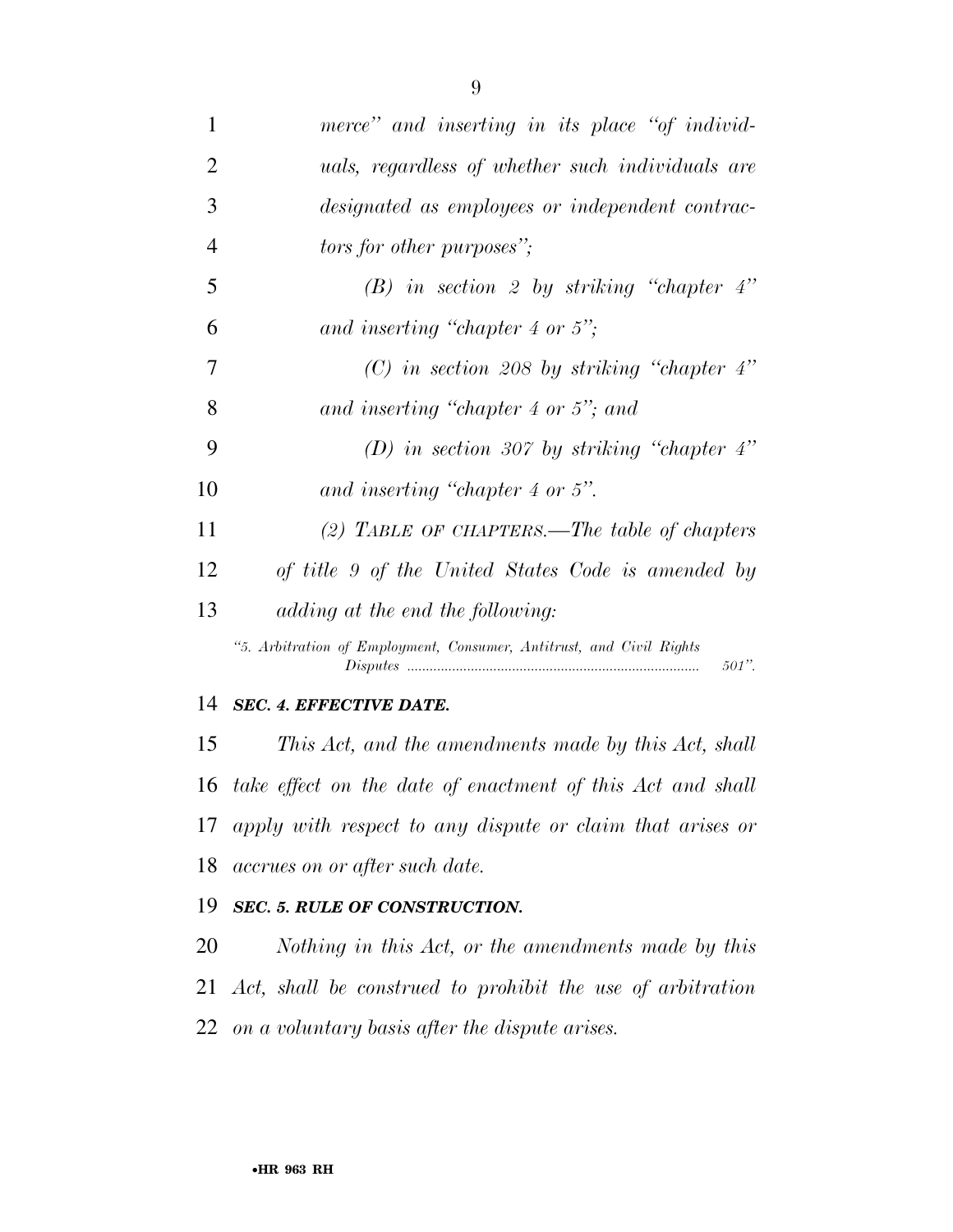*merce" and inserting in its place "of individuals, regardless of whether such individuals are designated as employees or independent contractors for other purposes";*

*(B) in section 2 by striking "chapter 4" and inserting "chapter 4 or 5";*

*(C) in section 208 by striking "chapter 4" and inserting "chapter 4 or 5"; and*

*(D) in section 307 by striking "chapter 4" and inserting "chapter 4 or 5".*

*(2) TABLE OF CHAPTERS.—The table of chapters of title 9 of the United States Code is amended by adding at the end the following:*

*"5. Arbitration of Employment, Consumer, Antitrust, and Civil Rights Disputes ............................................................................ 501".*

### *SEC. 4. EFFECTIVE DATE.*

*This Act, and the amendments made by this Act, shall take effect on the date of enactment of this Act and shall apply with respect to any dispute or claim that arises or accrues on or after such date.*

### *SEC. 5. RULE OF CONSTRUCTION.*

*Nothing in this Act, or the amendments made by this Act, shall be construed to prohibit the use of arbitration on a voluntary basis after the dispute arises.*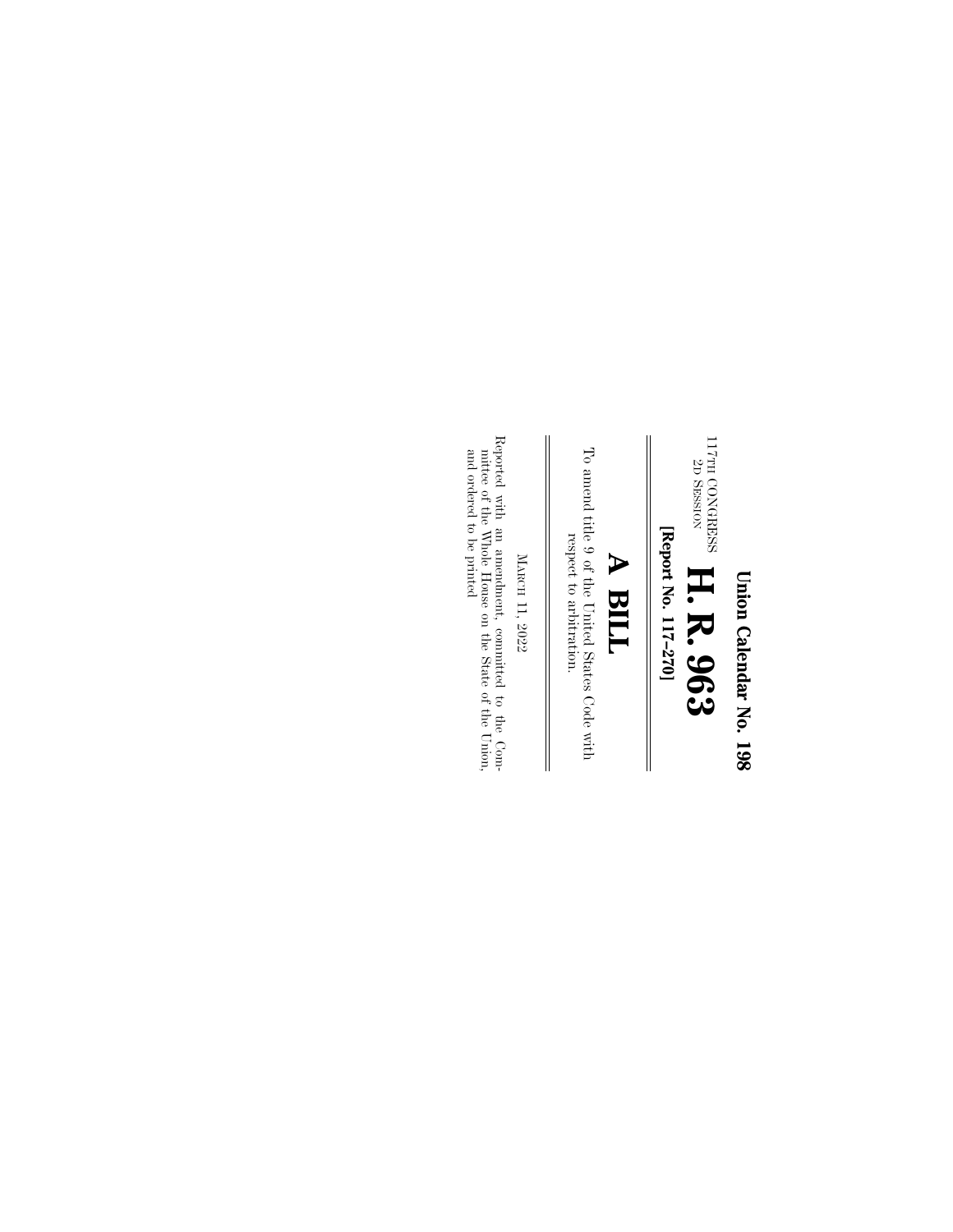Union Calendar No. 198

117TH CONGRESS
2D SESSION

# H. R. 963

**[Report No. 117–270]**

# A BILL

To amend title 9 of the United States Code with respect to arbitration.

MARCH 11, 2022

Reported with an amendment, committed to the Committee of the Whole House on the State of the Union, and ordered to be printed